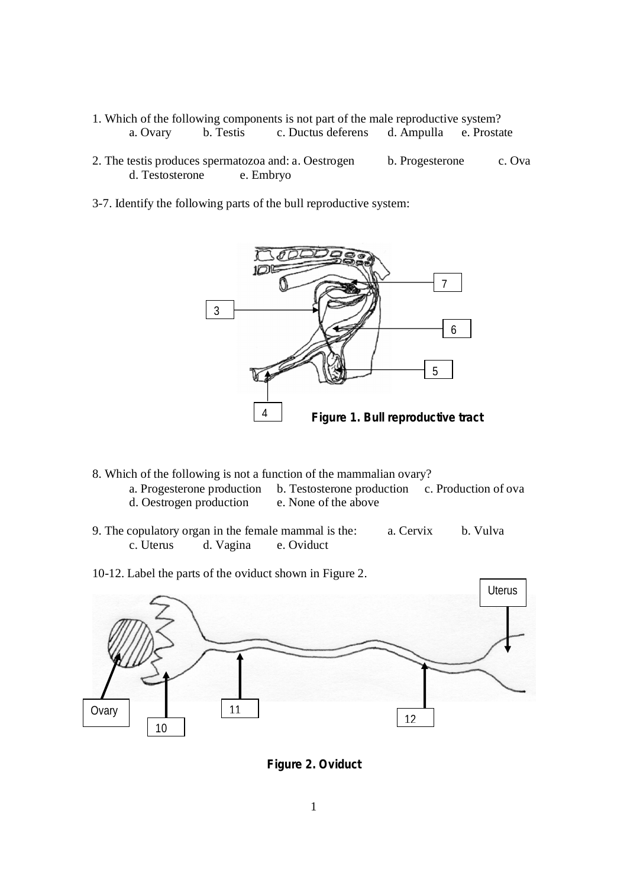1. Which of the following components is not part of the male reproductive system?
   a. Ovary   b. Testis   c. Ductus deferens   d. Ampulla   e. Prostate

2. The testis produces spermatozoa and: a. Oestrogen   b. Progesterone   c. Ova
   d. Testosterone   e. Embryo

3-7. Identify the following parts of the bull reproductive system:

Figure 1. Bull reproductive tract

8. Which of the following is not a function of the mammalian ovary?
   a. Progesterone production   b. Testosterone production   c. Production of ova
   d. Oestrogen production   e. None of the above

9. The copulatory organ in the female mammal is the:   a. Cervix   b. Vulva
   c. Uterus   d. Vagina   e. Oviduct

10-12. Label the parts of the oviduct shown in Figure 2.

Figure 2. Oviduct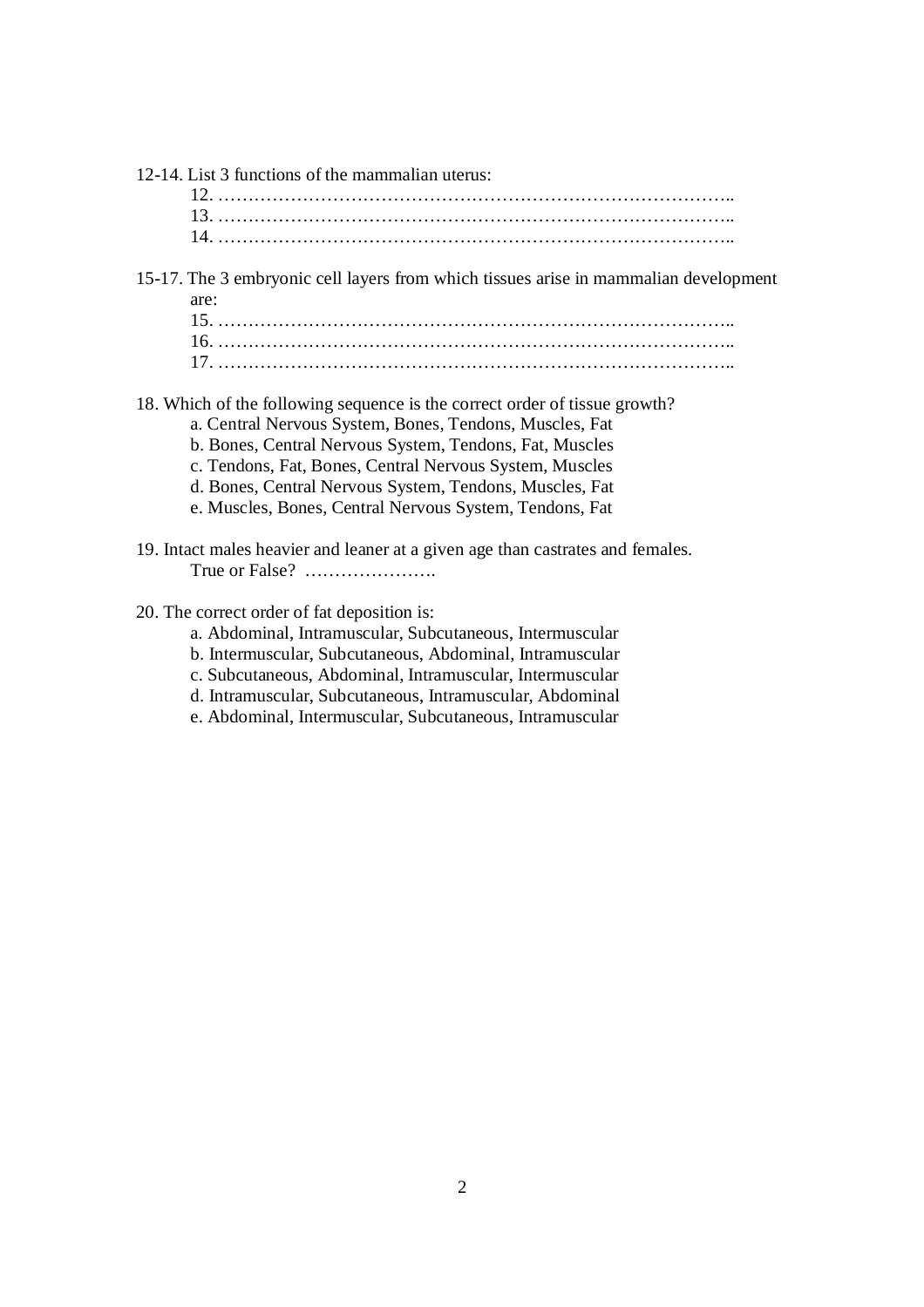12-14. List 3 functions of the mammalian uterus:

12. …………………………………………………………………………..
13. …………………………………………………………………………..
14. …………………………………………………………………………..

15-17. The 3 embryonic cell layers from which tissues arise in mammalian development are:

15. …………………………………………………………………………..
16. …………………………………………………………………………..
17. …………………………………………………………………………..

18. Which of the following sequence is the correct order of tissue growth?

a. Central Nervous System, Bones, Tendons, Muscles, Fat
b. Bones, Central Nervous System, Tendons, Fat, Muscles
c. Tendons, Fat, Bones, Central Nervous System, Muscles
d. Bones, Central Nervous System, Tendons, Muscles, Fat
e. Muscles, Bones, Central Nervous System, Tendons, Fat

19. Intact males heavier and leaner at a given age than castrates and females. True or False? ………………….

20. The correct order of fat deposition is:

a. Abdominal, Intramuscular, Subcutaneous, Intermuscular
b. Intermuscular, Subcutaneous, Abdominal, Intramuscular
c. Subcutaneous, Abdominal, Intramuscular, Intermuscular
d. Intramuscular, Subcutaneous, Intramuscular, Abdominal
e. Abdominal, Intermuscular, Subcutaneous, Intramuscular